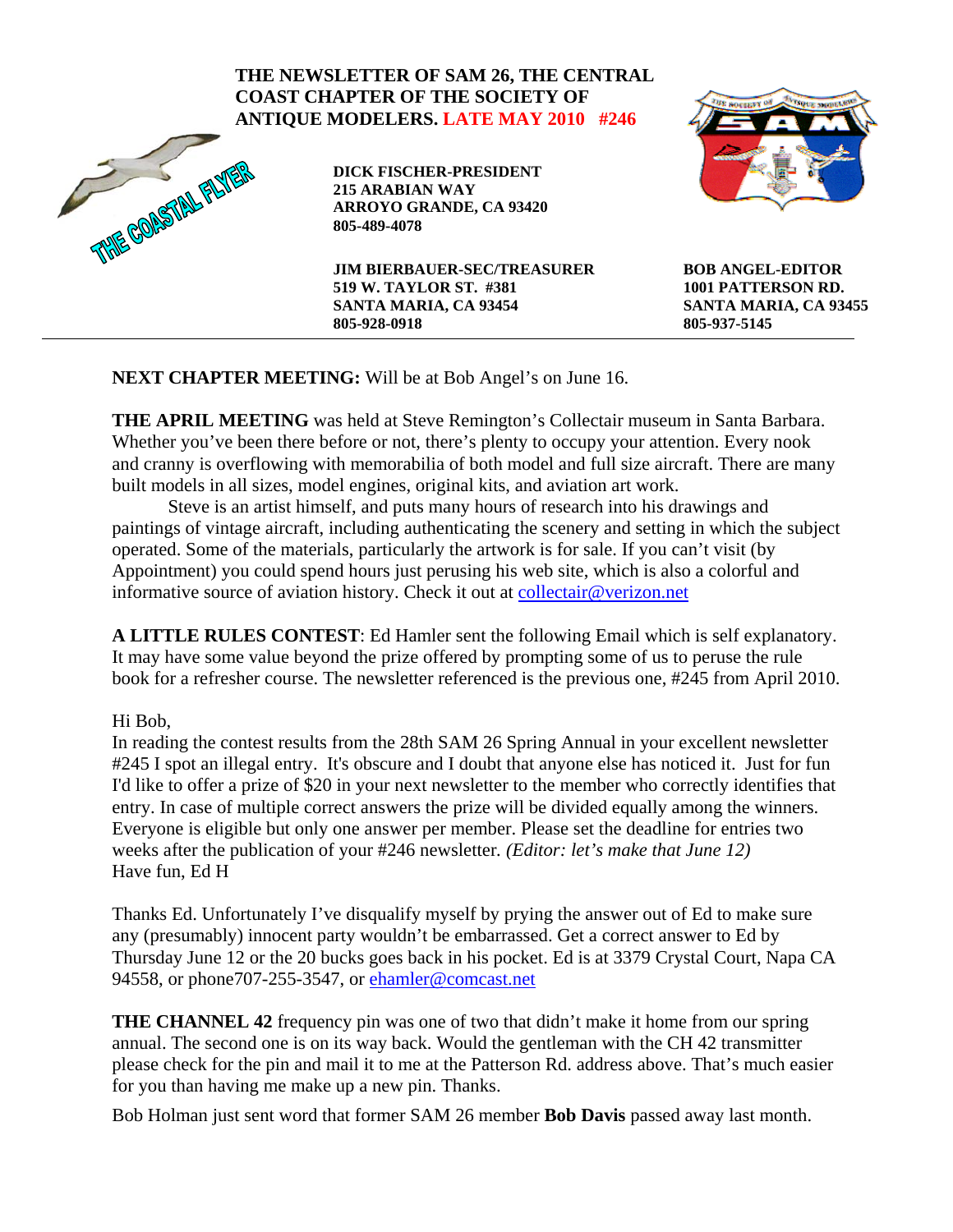**THE NEWSLETTER OF SAM 26, THE CENTRAL COAST CHAPTER OF THE SOCIETY OF ANTIQUE MODELERS. LATE MAY 2010 #246**

THE COASTAL FLYER

**DICK FISCHER-PRESIDENT**
**215 ARABIAN WAY**
**ARROYO GRANDE, CA 93420**
**805-489-4078**

**JIM BIERBAUER-SEC/TREASURER**
**519 W. TAYLOR ST. #381**
**SANTA MARIA, CA 93454**
**805-928-0918**

**BOB ANGEL-EDITOR**
**1001 PATTERSON RD.**
**SANTA MARIA, CA 93455**
**805-937-5145**

---

**NEXT CHAPTER MEETING:** Will be at Bob Angel's on June 16.

**THE APRIL MEETING** was held at Steve Remington's Collectair museum in Santa Barbara. Whether you've been there before or not, there's plenty to occupy your attention. Every nook and cranny is overflowing with memorabilia of both model and full size aircraft. There are many built models in all sizes, model engines, original kits, and aviation art work.

Steve is an artist himself, and puts many hours of research into his drawings and paintings of vintage aircraft, including authenticating the scenery and setting in which the subject operated. Some of the materials, particularly the artwork is for sale. If you can't visit (by Appointment) you could spend hours just perusing his web site, which is also a colorful and informative source of aviation history. Check it out at collectair@verizon.net

**A LITTLE RULES CONTEST**: Ed Hamler sent the following Email which is self explanatory. It may have some value beyond the prize offered by prompting some of us to peruse the rule book for a refresher course. The newsletter referenced is the previous one, #245 from April 2010.

Hi Bob,
In reading the contest results from the 28th SAM 26 Spring Annual in your excellent newsletter #245 I spot an illegal entry. It's obscure and I doubt that anyone else has noticed it. Just for fun I'd like to offer a prize of $20 in your next newsletter to the member who correctly identifies that entry. In case of multiple correct answers the prize will be divided equally among the winners. Everyone is eligible but only one answer per member. Please set the deadline for entries two weeks after the publication of your #246 newsletter. *(Editor: let's make that June 12)*
Have fun, Ed H

Thanks Ed. Unfortunately I've disqualify myself by prying the answer out of Ed to make sure any (presumably) innocent party wouldn't be embarrassed. Get a correct answer to Ed by Thursday June 12 or the 20 bucks goes back in his pocket. Ed is at 3379 Crystal Court, Napa CA 94558, or phone707-255-3547, or ehamler@comcast.net

**THE CHANNEL 42** frequency pin was one of two that didn't make it home from our spring annual. The second one is on its way back. Would the gentleman with the CH 42 transmitter please check for the pin and mail it to me at the Patterson Rd. address above. That's much easier for you than having me make up a new pin. Thanks.

Bob Holman just sent word that former SAM 26 member **Bob Davis** passed away last month.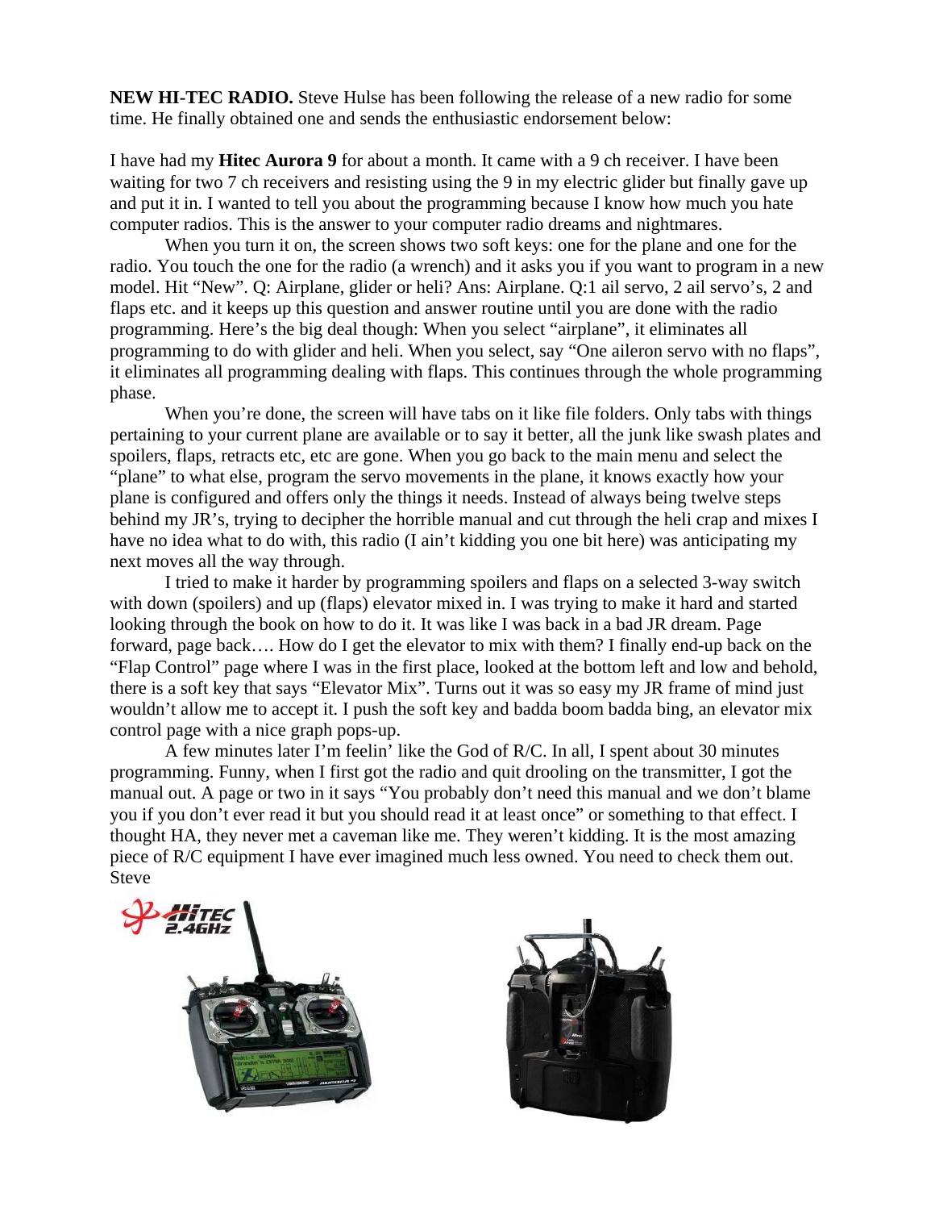**NEW HI-TEC RADIO.** Steve Hulse has been following the release of a new radio for some time. He finally obtained one and sends the enthusiastic endorsement below:

I have had my **Hitec Aurora 9** for about a month. It came with a 9 ch receiver. I have been waiting for two 7 ch receivers and resisting using the 9 in my electric glider but finally gave up and put it in. I wanted to tell you about the programming because I know how much you hate computer radios. This is the answer to your computer radio dreams and nightmares.

When you turn it on, the screen shows two soft keys: one for the plane and one for the radio. You touch the one for the radio (a wrench) and it asks you if you want to program in a new model. Hit "New". Q: Airplane, glider or heli? Ans: Airplane. Q:1 ail servo, 2 ail servo's, 2 and flaps etc. and it keeps up this question and answer routine until you are done with the radio programming. Here's the big deal though: When you select "airplane", it eliminates all programming to do with glider and heli. When you select, say "One aileron servo with no flaps", it eliminates all programming dealing with flaps. This continues through the whole programming phase.

When you're done, the screen will have tabs on it like file folders. Only tabs with things pertaining to your current plane are available or to say it better, all the junk like swash plates and spoilers, flaps, retracts etc, etc are gone. When you go back to the main menu and select the "plane" to what else, program the servo movements in the plane, it knows exactly how your plane is configured and offers only the things it needs. Instead of always being twelve steps behind my JR's, trying to decipher the horrible manual and cut through the heli crap and mixes I have no idea what to do with, this radio (I ain't kidding you one bit here) was anticipating my next moves all the way through.

I tried to make it harder by programming spoilers and flaps on a selected 3-way switch with down (spoilers) and up (flaps) elevator mixed in. I was trying to make it hard and started looking through the book on how to do it. It was like I was back in a bad JR dream. Page forward, page back…. How do I get the elevator to mix with them? I finally end-up back on the "Flap Control" page where I was in the first place, looked at the bottom left and low and behold, there is a soft key that says "Elevator Mix". Turns out it was so easy my JR frame of mind just wouldn't allow me to accept it. I push the soft key and badda boom badda bing, an elevator mix control page with a nice graph pops-up.

A few minutes later I'm feelin' like the God of R/C. In all, I spent about 30 minutes programming. Funny, when I first got the radio and quit drooling on the transmitter, I got the manual out. A page or two in it says "You probably don't need this manual and we don't blame you if you don't ever read it but you should read it at least once" or something to that effect. I thought HA, they never met a caveman like me. They weren't kidding. It is the most amazing piece of R/C equipment I have ever imagined much less owned. You need to check them out.
Steve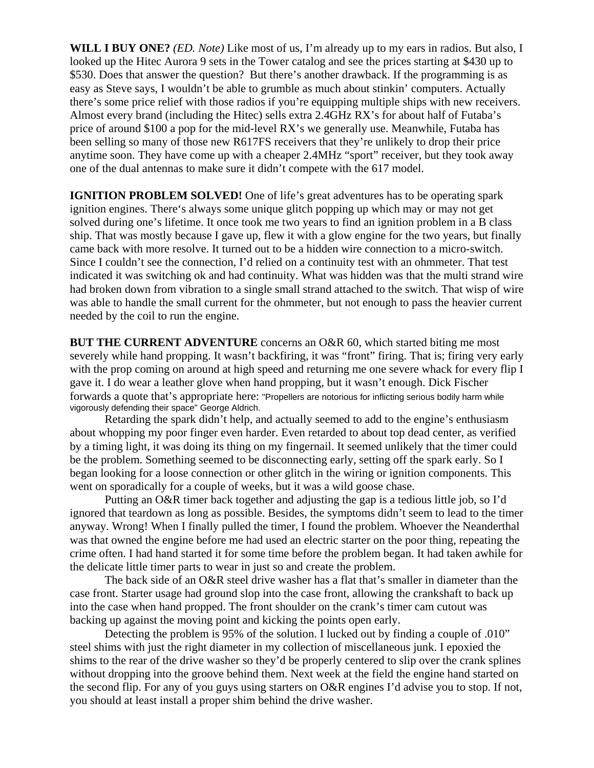**WILL I BUY ONE?** *(ED. Note)* Like most of us, I'm already up to my ears in radios. But also, I looked up the Hitec Aurora 9 sets in the Tower catalog and see the prices starting at $430 up to $530. Does that answer the question? But there's another drawback. If the programming is as easy as Steve says, I wouldn't be able to grumble as much about stinkin' computers. Actually there's some price relief with those radios if you're equipping multiple ships with new receivers. Almost every brand (including the Hitec) sells extra 2.4GHz RX's for about half of Futaba's price of around $100 a pop for the mid-level RX's we generally use. Meanwhile, Futaba has been selling so many of those new R617FS receivers that they're unlikely to drop their price anytime soon. They have come up with a cheaper 2.4MHz "sport" receiver, but they took away one of the dual antennas to make sure it didn't compete with the 617 model.

**IGNITION PROBLEM SOLVED!** One of life's great adventures has to be operating spark ignition engines. There's always some unique glitch popping up which may or may not get solved during one's lifetime. It once took me two years to find an ignition problem in a B class ship. That was mostly because I gave up, flew it with a glow engine for the two years, but finally came back with more resolve. It turned out to be a hidden wire connection to a micro-switch. Since I couldn't see the connection, I'd relied on a continuity test with an ohmmeter. That test indicated it was switching ok and had continuity. What was hidden was that the multi strand wire had broken down from vibration to a single small strand attached to the switch. That wisp of wire was able to handle the small current for the ohmmeter, but not enough to pass the heavier current needed by the coil to run the engine.

**BUT THE CURRENT ADVENTURE** concerns an O&R 60, which started biting me most severely while hand propping. It wasn't backfiring, it was "front" firing. That is; firing very early with the prop coming on around at high speed and returning me one severe whack for every flip I gave it. I do wear a leather glove when hand propping, but it wasn't enough. Dick Fischer forwards a quote that's appropriate here: "Propellers are notorious for inflicting serious bodily harm while vigorously defending their space" George Aldrich.

Retarding the spark didn't help, and actually seemed to add to the engine's enthusiasm about whopping my poor finger even harder. Even retarded to about top dead center, as verified by a timing light, it was doing its thing on my fingernail. It seemed unlikely that the timer could be the problem. Something seemed to be disconnecting early, setting off the spark early. So I began looking for a loose connection or other glitch in the wiring or ignition components. This went on sporadically for a couple of weeks, but it was a wild goose chase.

Putting an O&R timer back together and adjusting the gap is a tedious little job, so I'd ignored that teardown as long as possible. Besides, the symptoms didn't seem to lead to the timer anyway. Wrong! When I finally pulled the timer, I found the problem. Whoever the Neanderthal was that owned the engine before me had used an electric starter on the poor thing, repeating the crime often. I had hand started it for some time before the problem began. It had taken awhile for the delicate little timer parts to wear in just so and create the problem.

The back side of an O&R steel drive washer has a flat that's smaller in diameter than the case front. Starter usage had ground slop into the case front, allowing the crankshaft to back up into the case when hand propped. The front shoulder on the crank's timer cam cutout was backing up against the moving point and kicking the points open early.

Detecting the problem is 95% of the solution. I lucked out by finding a couple of .010" steel shims with just the right diameter in my collection of miscellaneous junk. I epoxied the shims to the rear of the drive washer so they'd be properly centered to slip over the crank splines without dropping into the groove behind them. Next week at the field the engine hand started on the second flip. For any of you guys using starters on O&R engines I'd advise you to stop. If not, you should at least install a proper shim behind the drive washer.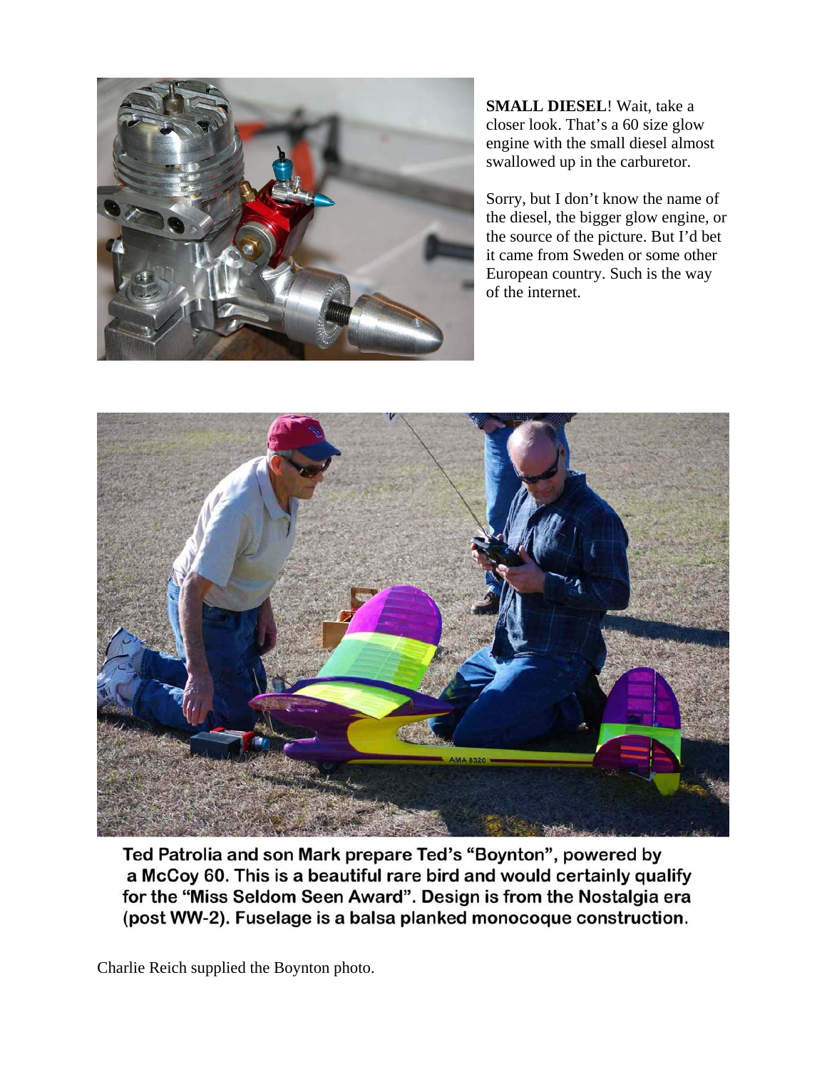**SMALL DIESEL**! Wait, take a closer look. That's a 60 size glow engine with the small diesel almost swallowed up in the carburetor.

Sorry, but I don't know the name of the diesel, the bigger glow engine, or the source of the picture. But I'd bet it came from Sweden or some other European country. Such is the way of the internet.

**Ted Patrolia and son Mark prepare Ted's "Boynton", powered by a McCoy 60. This is a beautiful rare bird and would certainly qualify for the "Miss Seldom Seen Award". Design is from the Nostalgia era (post WW-2). Fuselage is a balsa planked monocoque construction.**

Charlie Reich supplied the Boynton photo.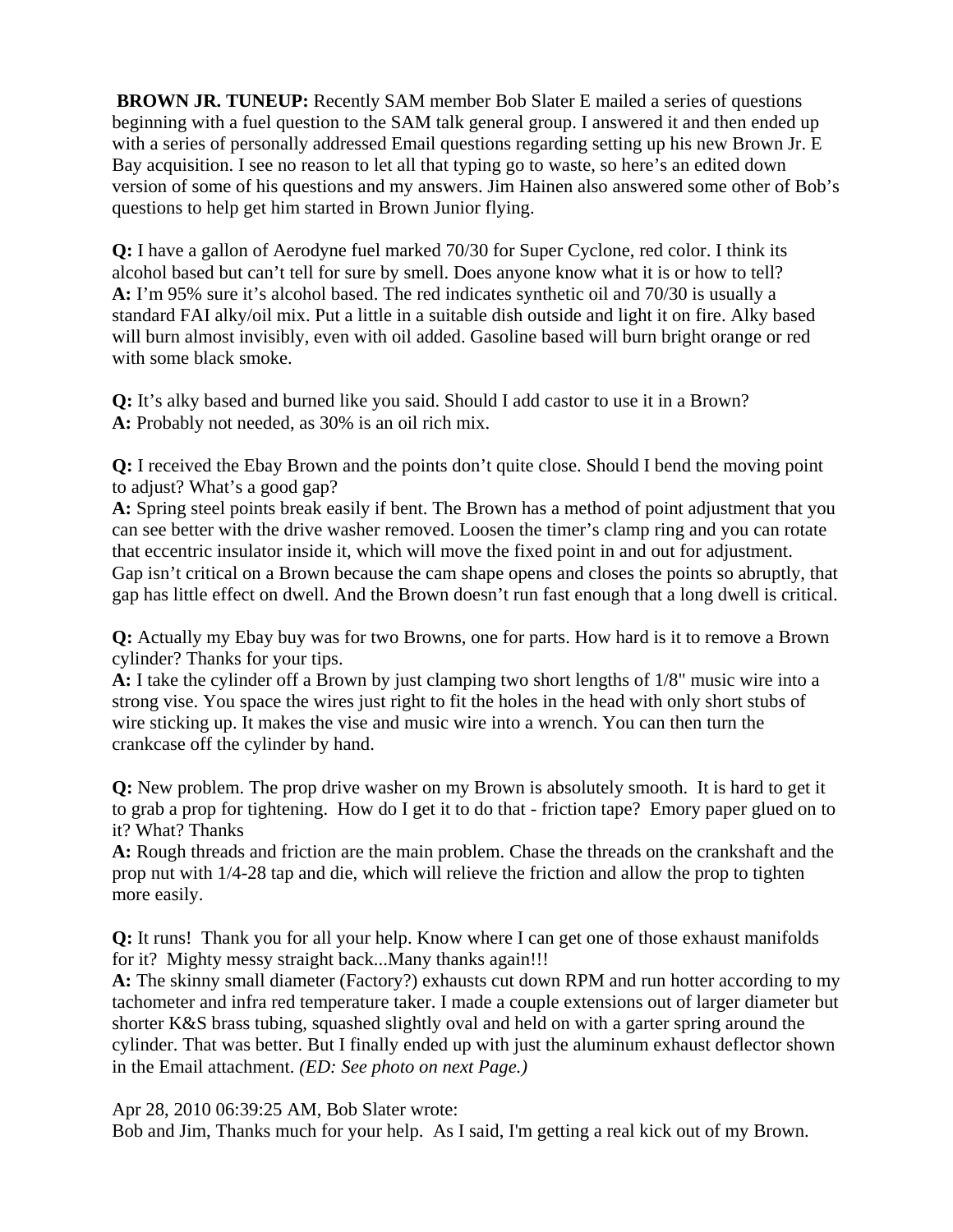**BROWN JR. TUNEUP:** Recently SAM member Bob Slater E mailed a series of questions beginning with a fuel question to the SAM talk general group. I answered it and then ended up with a series of personally addressed Email questions regarding setting up his new Brown Jr. E Bay acquisition. I see no reason to let all that typing go to waste, so here's an edited down version of some of his questions and my answers. Jim Hainen also answered some other of Bob's questions to help get him started in Brown Junior flying.

**Q:** I have a gallon of Aerodyne fuel marked 70/30 for Super Cyclone, red color. I think its alcohol based but can't tell for sure by smell. Does anyone know what it is or how to tell?
**A:** I'm 95% sure it's alcohol based. The red indicates synthetic oil and 70/30 is usually a standard FAI alky/oil mix. Put a little in a suitable dish outside and light it on fire. Alky based will burn almost invisibly, even with oil added. Gasoline based will burn bright orange or red with some black smoke.

**Q:** It's alky based and burned like you said. Should I add castor to use it in a Brown?
**A:** Probably not needed, as 30% is an oil rich mix.

**Q:** I received the Ebay Brown and the points don't quite close. Should I bend the moving point to adjust? What's a good gap?
**A:** Spring steel points break easily if bent. The Brown has a method of point adjustment that you can see better with the drive washer removed. Loosen the timer's clamp ring and you can rotate that eccentric insulator inside it, which will move the fixed point in and out for adjustment. Gap isn't critical on a Brown because the cam shape opens and closes the points so abruptly, that gap has little effect on dwell. And the Brown doesn't run fast enough that a long dwell is critical.

**Q:** Actually my Ebay buy was for two Browns, one for parts. How hard is it to remove a Brown cylinder? Thanks for your tips.
**A:** I take the cylinder off a Brown by just clamping two short lengths of 1/8" music wire into a strong vise. You space the wires just right to fit the holes in the head with only short stubs of wire sticking up. It makes the vise and music wire into a wrench. You can then turn the crankcase off the cylinder by hand.

**Q:** New problem. The prop drive washer on my Brown is absolutely smooth. It is hard to get it to grab a prop for tightening. How do I get it to do that - friction tape? Emory paper glued on to it? What? Thanks
**A:** Rough threads and friction are the main problem. Chase the threads on the crankshaft and the prop nut with 1/4-28 tap and die, which will relieve the friction and allow the prop to tighten more easily.

**Q:** It runs! Thank you for all your help. Know where I can get one of those exhaust manifolds for it? Mighty messy straight back...Many thanks again!!!
**A:** The skinny small diameter (Factory?) exhausts cut down RPM and run hotter according to my tachometer and infra red temperature taker. I made a couple extensions out of larger diameter but shorter K&S brass tubing, squashed slightly oval and held on with a garter spring around the cylinder. That was better. But I finally ended up with just the aluminum exhaust deflector shown in the Email attachment. *(ED: See photo on next Page.)*

Apr 28, 2010 06:39:25 AM, Bob Slater wrote:
Bob and Jim, Thanks much for your help. As I said, I'm getting a real kick out of my Brown.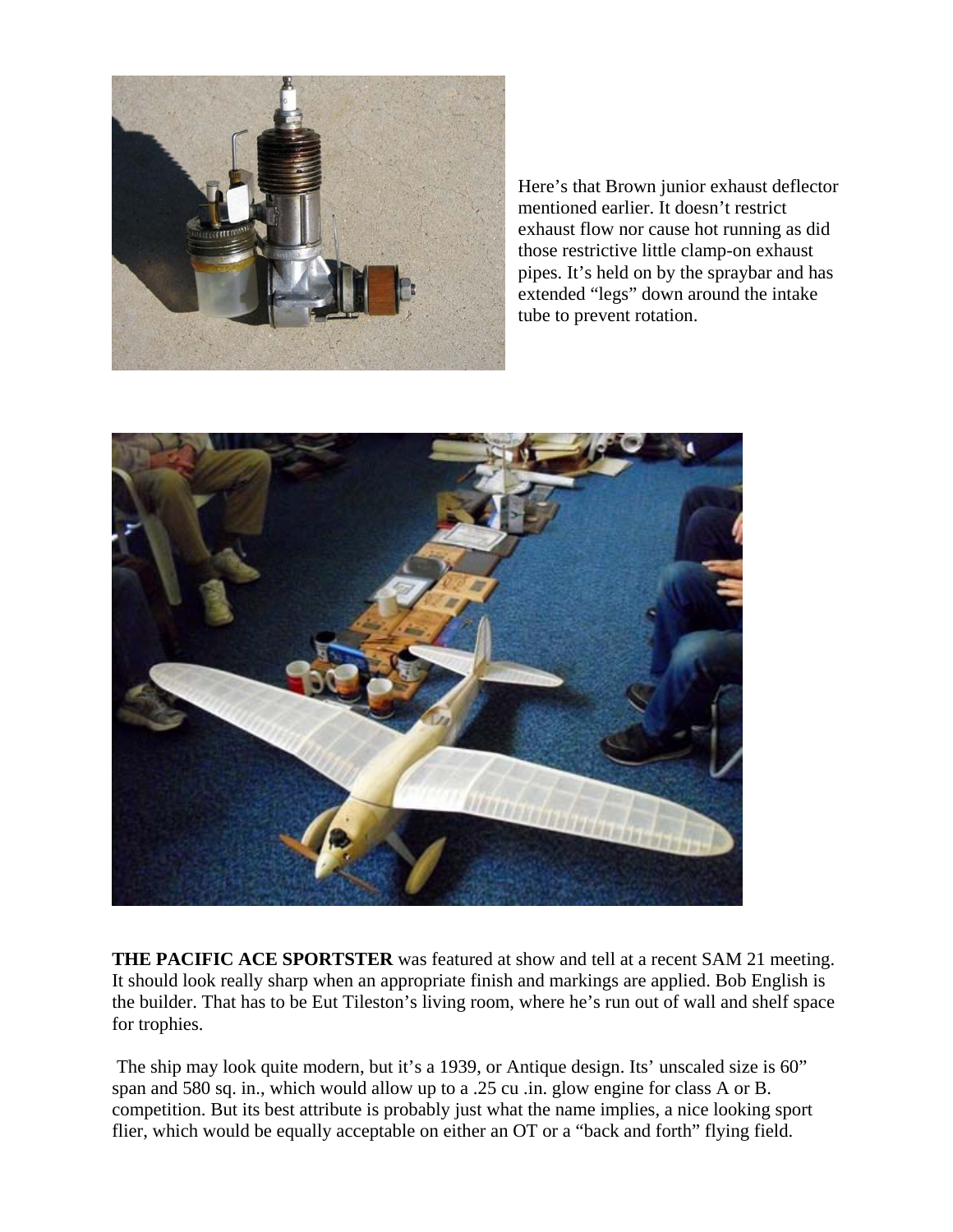Here's that Brown junior exhaust deflector mentioned earlier. It doesn't restrict exhaust flow nor cause hot running as did those restrictive little clamp-on exhaust pipes. It's held on by the spraybar and has extended "legs" down around the intake tube to prevent rotation.

**THE PACIFIC ACE SPORTSTER** was featured at show and tell at a recent SAM 21 meeting. It should look really sharp when an appropriate finish and markings are applied. Bob English is the builder. That has to be Eut Tileston's living room, where he's run out of wall and shelf space for trophies.

The ship may look quite modern, but it's a 1939, or Antique design. Its' unscaled size is 60" span and 580 sq. in., which would allow up to a .25 cu .in. glow engine for class A or B. competition. But its best attribute is probably just what the name implies, a nice looking sport flier, which would be equally acceptable on either an OT or a "back and forth" flying field.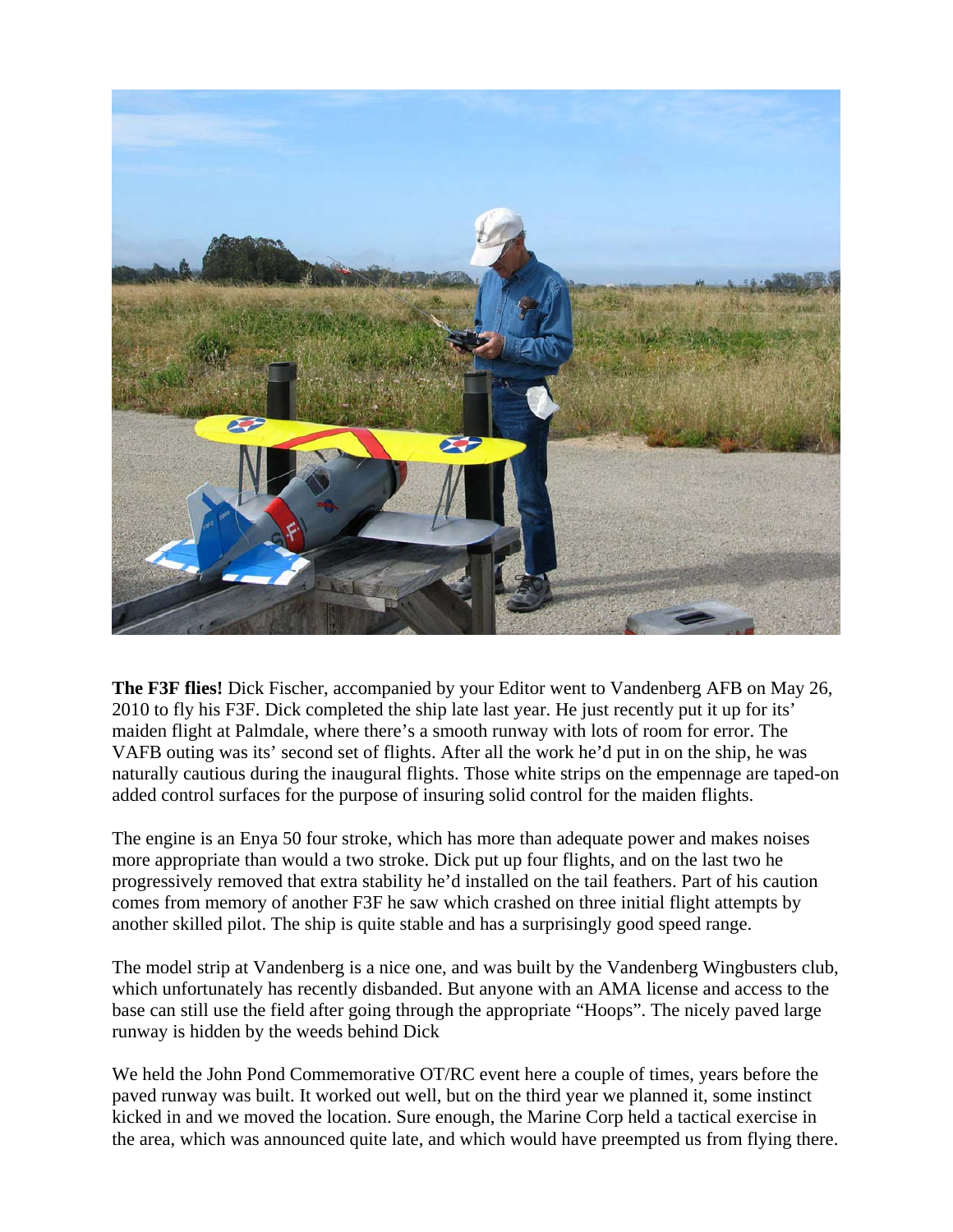**The F3F flies!** Dick Fischer, accompanied by your Editor went to Vandenberg AFB on May 26, 2010 to fly his F3F. Dick completed the ship late last year. He just recently put it up for its' maiden flight at Palmdale, where there's a smooth runway with lots of room for error. The VAFB outing was its' second set of flights. After all the work he'd put in on the ship, he was naturally cautious during the inaugural flights. Those white strips on the empennage are taped-on added control surfaces for the purpose of insuring solid control for the maiden flights.

The engine is an Enya 50 four stroke, which has more than adequate power and makes noises more appropriate than would a two stroke. Dick put up four flights, and on the last two he progressively removed that extra stability he'd installed on the tail feathers. Part of his caution comes from memory of another F3F he saw which crashed on three initial flight attempts by another skilled pilot. The ship is quite stable and has a surprisingly good speed range.

The model strip at Vandenberg is a nice one, and was built by the Vandenberg Wingbusters club, which unfortunately has recently disbanded. But anyone with an AMA license and access to the base can still use the field after going through the appropriate "Hoops". The nicely paved large runway is hidden by the weeds behind Dick

We held the John Pond Commemorative OT/RC event here a couple of times, years before the paved runway was built. It worked out well, but on the third year we planned it, some instinct kicked in and we moved the location. Sure enough, the Marine Corp held a tactical exercise in the area, which was announced quite late, and which would have preempted us from flying there.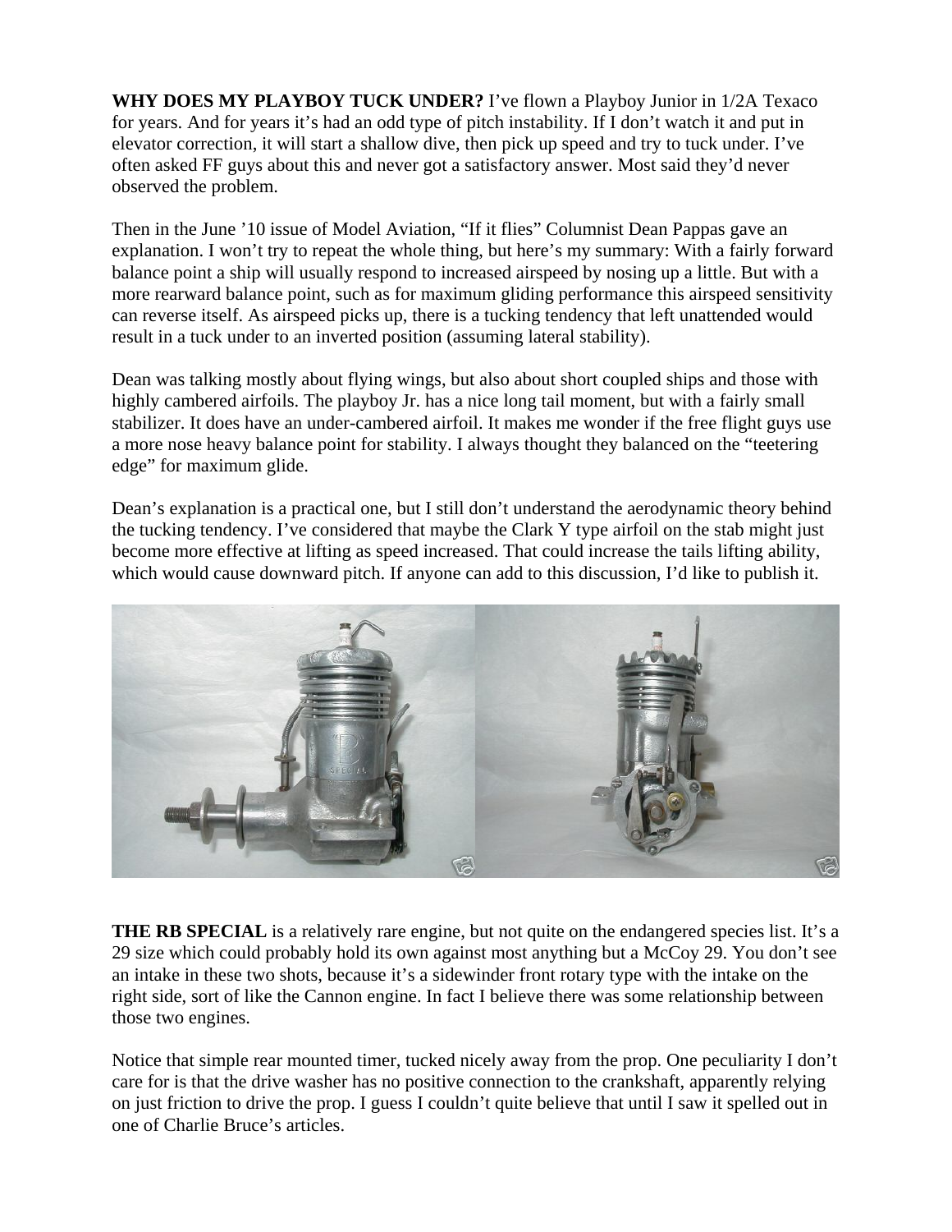**WHY DOES MY PLAYBOY TUCK UNDER?** I've flown a Playboy Junior in 1/2A Texaco for years. And for years it's had an odd type of pitch instability. If I don't watch it and put in elevator correction, it will start a shallow dive, then pick up speed and try to tuck under. I've often asked FF guys about this and never got a satisfactory answer. Most said they'd never observed the problem.

Then in the June '10 issue of Model Aviation, "If it flies" Columnist Dean Pappas gave an explanation. I won't try to repeat the whole thing, but here's my summary: With a fairly forward balance point a ship will usually respond to increased airspeed by nosing up a little. But with a more rearward balance point, such as for maximum gliding performance this airspeed sensitivity can reverse itself. As airspeed picks up, there is a tucking tendency that left unattended would result in a tuck under to an inverted position (assuming lateral stability).

Dean was talking mostly about flying wings, but also about short coupled ships and those with highly cambered airfoils. The playboy Jr. has a nice long tail moment, but with a fairly small stabilizer. It does have an under-cambered airfoil. It makes me wonder if the free flight guys use a more nose heavy balance point for stability. I always thought they balanced on the "teetering edge" for maximum glide.

Dean's explanation is a practical one, but I still don't understand the aerodynamic theory behind the tucking tendency. I've considered that maybe the Clark Y type airfoil on the stab might just become more effective at lifting as speed increased. That could increase the tails lifting ability, which would cause downward pitch. If anyone can add to this discussion, I'd like to publish it.

**THE RB SPECIAL** is a relatively rare engine, but not quite on the endangered species list. It's a 29 size which could probably hold its own against most anything but a McCoy 29. You don't see an intake in these two shots, because it's a sidewinder front rotary type with the intake on the right side, sort of like the Cannon engine. In fact I believe there was some relationship between those two engines.

Notice that simple rear mounted timer, tucked nicely away from the prop. One peculiarity I don't care for is that the drive washer has no positive connection to the crankshaft, apparently relying on just friction to drive the prop. I guess I couldn't quite believe that until I saw it spelled out in one of Charlie Bruce's articles.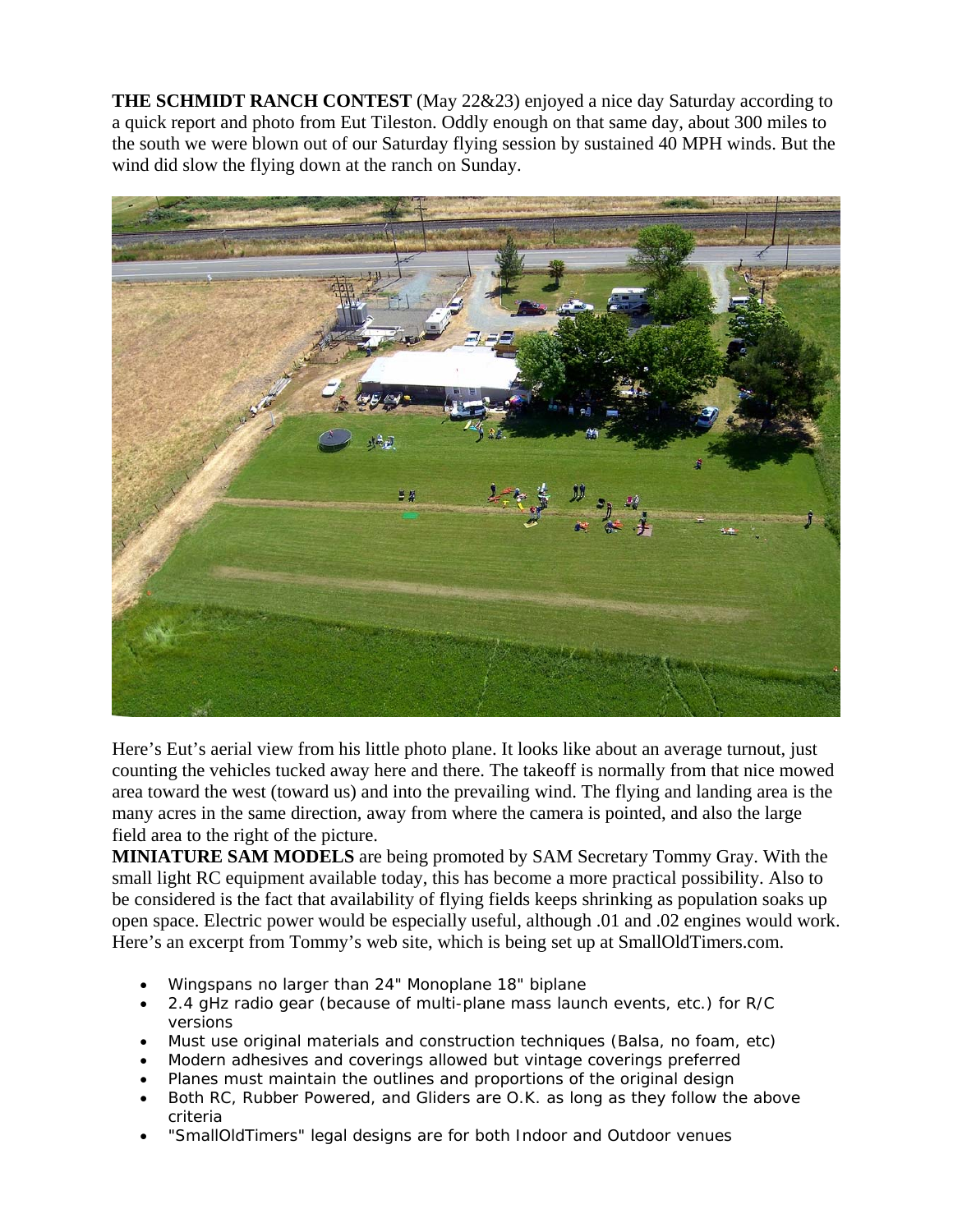**THE SCHMIDT RANCH CONTEST** (May 22&23) enjoyed a nice day Saturday according to a quick report and photo from Eut Tileston. Oddly enough on that same day, about 300 miles to the south we were blown out of our Saturday flying session by sustained 40 MPH winds. But the wind did slow the flying down at the ranch on Sunday.

Here's Eut's aerial view from his little photo plane. It looks like about an average turnout, just counting the vehicles tucked away here and there. The takeoff is normally from that nice mowed area toward the west (toward us) and into the prevailing wind. The flying and landing area is the many acres in the same direction, away from where the camera is pointed, and also the large field area to the right of the picture.

**MINIATURE SAM MODELS** are being promoted by SAM Secretary Tommy Gray. With the small light RC equipment available today, this has become a more practical possibility. Also to be considered is the fact that availability of flying fields keeps shrinking as population soaks up open space. Electric power would be especially useful, although .01 and .02 engines would work. Here's an excerpt from Tommy's web site, which is being set up at SmallOldTimers.com.

- Wingspans no larger than 24" Monoplane 18" biplane
- 2.4 gHz radio gear (because of multi-plane mass launch events, etc.) for R/C versions
- Must use original materials and construction techniques (Balsa, no foam, etc)
- Modern adhesives and coverings allowed but vintage coverings preferred
- Planes must maintain the outlines and proportions of the original design
- Both RC, Rubber Powered, and Gliders are O.K. as long as they follow the above criteria
- "SmallOldTimers" legal designs are for both Indoor and Outdoor venues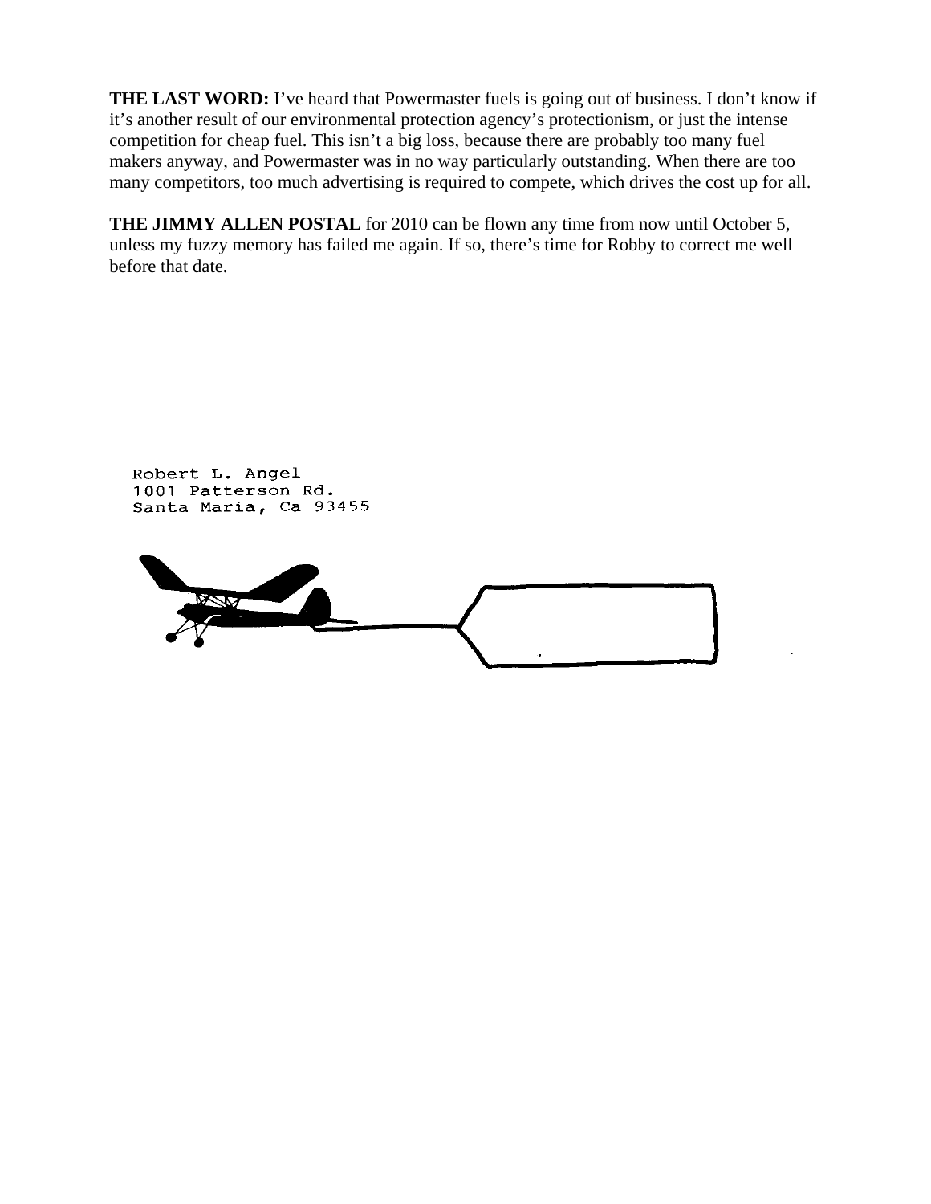**THE LAST WORD:** I've heard that Powermaster fuels is going out of business. I don't know if it's another result of our environmental protection agency's protectionism, or just the intense competition for cheap fuel. This isn't a big loss, because there are probably too many fuel makers anyway, and Powermaster was in no way particularly outstanding. When there are too many competitors, too much advertising is required to compete, which drives the cost up for all.

**THE JIMMY ALLEN POSTAL** for 2010 can be flown any time from now until October 5, unless my fuzzy memory has failed me again. If so, there's time for Robby to correct me well before that date.

Robert L. Angel
1001 Patterson Rd.
Santa Maria, Ca 93455